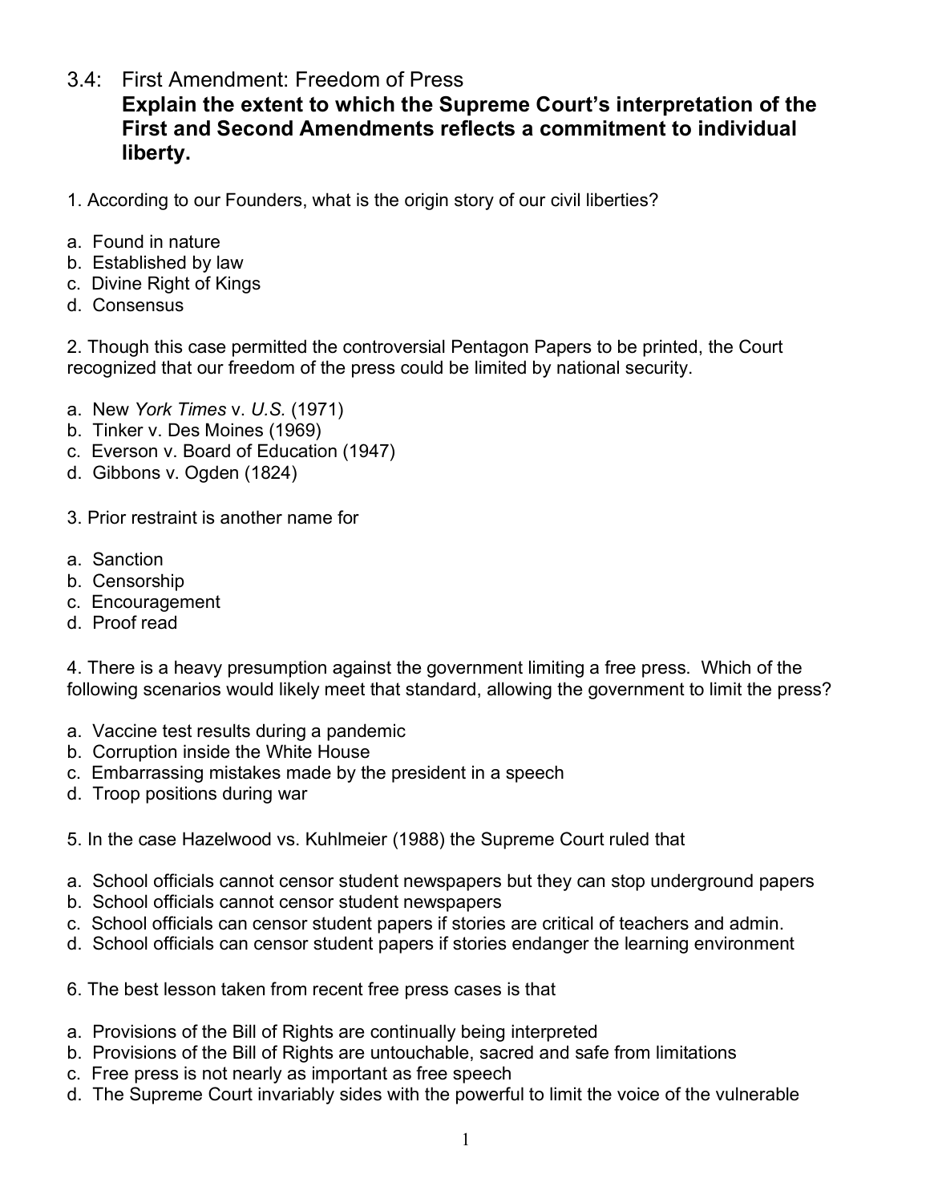# 3.4: First Amendment: Freedom of Press

**Explain the extent to which the Supreme Court's interpretation of the First and Second Amendments reflects a commitment to individual liberty.**

1. According to our Founders, what is the origin story of our civil liberties?

a. Found in nature
b. Established by law
c. Divine Right of Kings
d. Consensus

2. Though this case permitted the controversial Pentagon Papers to be printed, the Court recognized that our freedom of the press could be limited by national security.

a. New *York Times* v. *U.S.* (1971)
b. Tinker v. Des Moines (1969)
c. Everson v. Board of Education (1947)
d. Gibbons v. Ogden (1824)

3. Prior restraint is another name for

a. Sanction
b. Censorship
c. Encouragement
d. Proof read

4. There is a heavy presumption against the government limiting a free press. Which of the following scenarios would likely meet that standard, allowing the government to limit the press?

a. Vaccine test results during a pandemic
b. Corruption inside the White House
c. Embarrassing mistakes made by the president in a speech
d. Troop positions during war

5. In the case Hazelwood vs. Kuhlmeier (1988) the Supreme Court ruled that

a. School officials cannot censor student newspapers but they can stop underground papers
b. School officials cannot censor student newspapers
c. School officials can censor student papers if stories are critical of teachers and admin.
d. School officials can censor student papers if stories endanger the learning environment

6. The best lesson taken from recent free press cases is that

a. Provisions of the Bill of Rights are continually being interpreted
b. Provisions of the Bill of Rights are untouchable, sacred and safe from limitations
c. Free press is not nearly as important as free speech
d. The Supreme Court invariably sides with the powerful to limit the voice of the vulnerable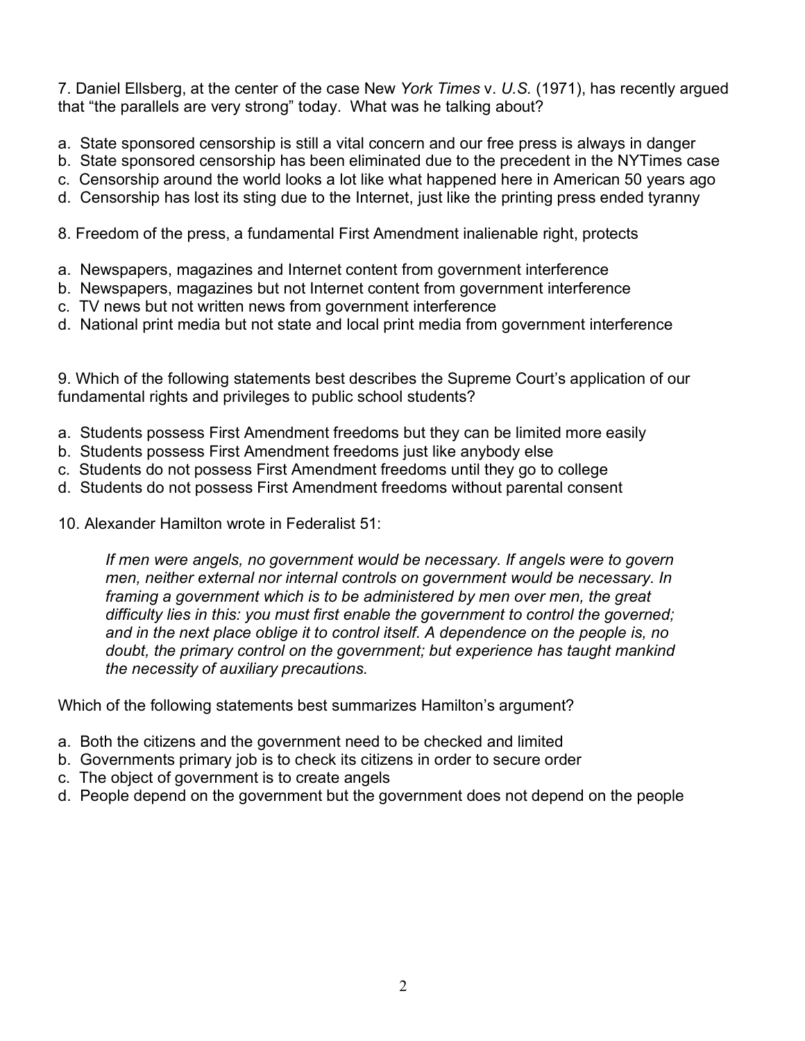7. Daniel Ellsberg, at the center of the case New *York Times* v. *U.S.* (1971), has recently argued that "the parallels are very strong" today. What was he talking about?

a. State sponsored censorship is still a vital concern and our free press is always in danger
b. State sponsored censorship has been eliminated due to the precedent in the NYTimes case
c. Censorship around the world looks a lot like what happened here in American 50 years ago
d. Censorship has lost its sting due to the Internet, just like the printing press ended tyranny

8. Freedom of the press, a fundamental First Amendment inalienable right, protects

a. Newspapers, magazines and Internet content from government interference
b. Newspapers, magazines but not Internet content from government interference
c. TV news but not written news from government interference
d. National print media but not state and local print media from government interference

9. Which of the following statements best describes the Supreme Court's application of our fundamental rights and privileges to public school students?

a. Students possess First Amendment freedoms but they can be limited more easily
b. Students possess First Amendment freedoms just like anybody else
c. Students do not possess First Amendment freedoms until they go to college
d. Students do not possess First Amendment freedoms without parental consent

10. Alexander Hamilton wrote in Federalist 51:

> *If men were angels, no government would be necessary. If angels were to govern men, neither external nor internal controls on government would be necessary. In framing a government which is to be administered by men over men, the great difficulty lies in this: you must first enable the government to control the governed; and in the next place oblige it to control itself. A dependence on the people is, no doubt, the primary control on the government; but experience has taught mankind the necessity of auxiliary precautions.*

Which of the following statements best summarizes Hamilton's argument?

a. Both the citizens and the government need to be checked and limited
b. Governments primary job is to check its citizens in order to secure order
c. The object of government is to create angels
d. People depend on the government but the government does not depend on the people